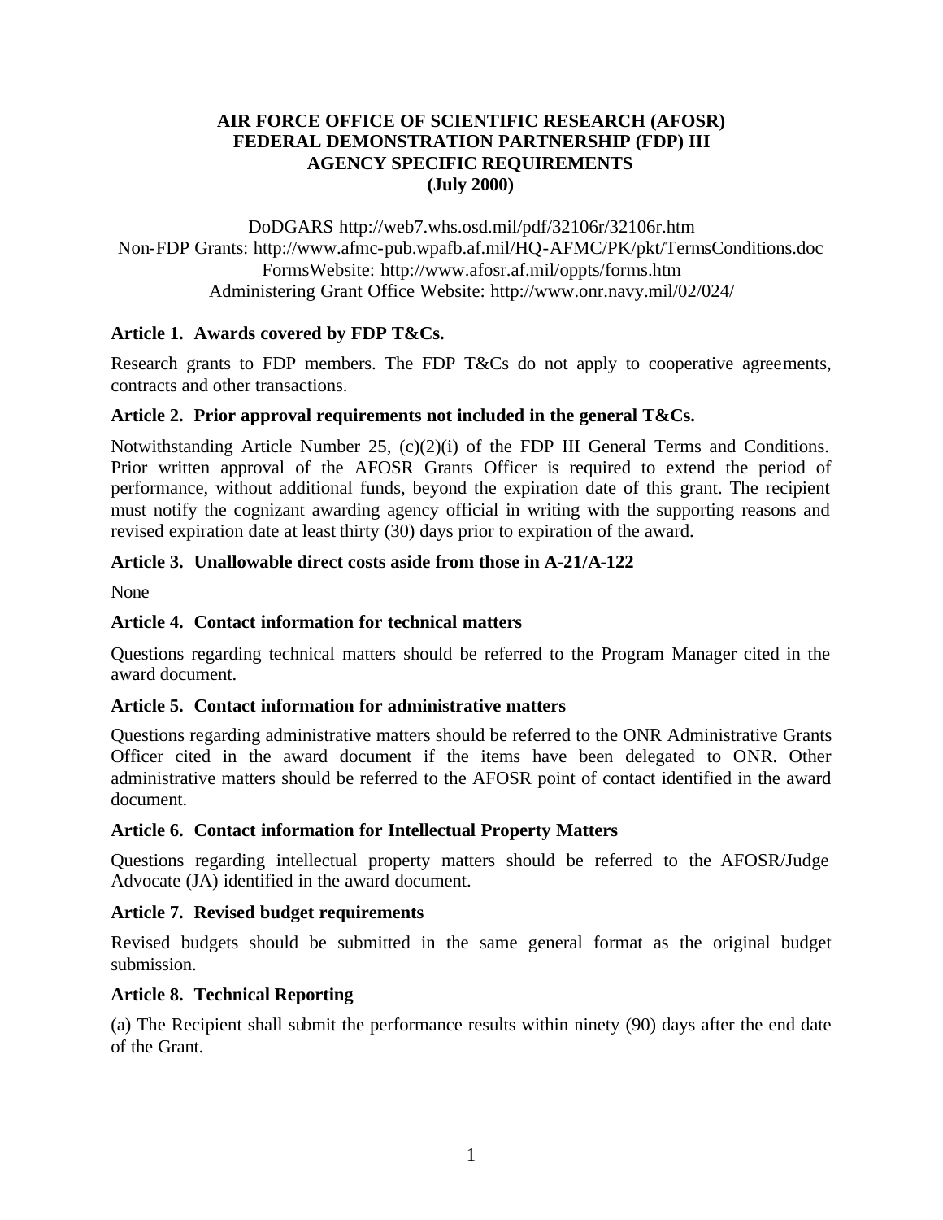# AIR FORCE OFFICE OF SCIENTIFIC RESEARCH (AFOSR)
# FEDERAL DEMONSTRATION PARTNERSHIP (FDP) III
# AGENCY SPECIFIC REQUIREMENTS
# (July 2000)

DoDGARS http://web7.whs.osd.mil/pdf/32106r/32106r.htm
Non-FDP Grants: http://www.afmc-pub.wpafb.af.mil/HQ-AFMC/PK/pkt/TermsConditions.doc
FormsWebsite: http://www.afosr.af.mil/oppts/forms.htm
Administering Grant Office Website: http://www.onr.navy.mil/02/024/

### Article 1. Awards covered by FDP T&Cs.

Research grants to FDP members. The FDP T&Cs do not apply to cooperative agreements, contracts and other transactions.

### Article 2. Prior approval requirements not included in the general T&Cs.

Notwithstanding Article Number 25, (c)(2)(i) of the FDP III General Terms and Conditions. Prior written approval of the AFOSR Grants Officer is required to extend the period of performance, without additional funds, beyond the expiration date of this grant. The recipient must notify the cognizant awarding agency official in writing with the supporting reasons and revised expiration date at least thirty (30) days prior to expiration of the award.

### Article 3. Unallowable direct costs aside from those in A-21/A-122

None

### Article 4. Contact information for technical matters

Questions regarding technical matters should be referred to the Program Manager cited in the award document.

### Article 5. Contact information for administrative matters

Questions regarding administrative matters should be referred to the ONR Administrative Grants Officer cited in the award document if the items have been delegated to ONR. Other administrative matters should be referred to the AFOSR point of contact identified in the award document.

### Article 6. Contact information for Intellectual Property Matters

Questions regarding intellectual property matters should be referred to the AFOSR/Judge Advocate (JA) identified in the award document.

### Article 7. Revised budget requirements

Revised budgets should be submitted in the same general format as the original budget submission.

### Article 8. Technical Reporting

(a) The Recipient shall submit the performance results within ninety (90) days after the end date of the Grant.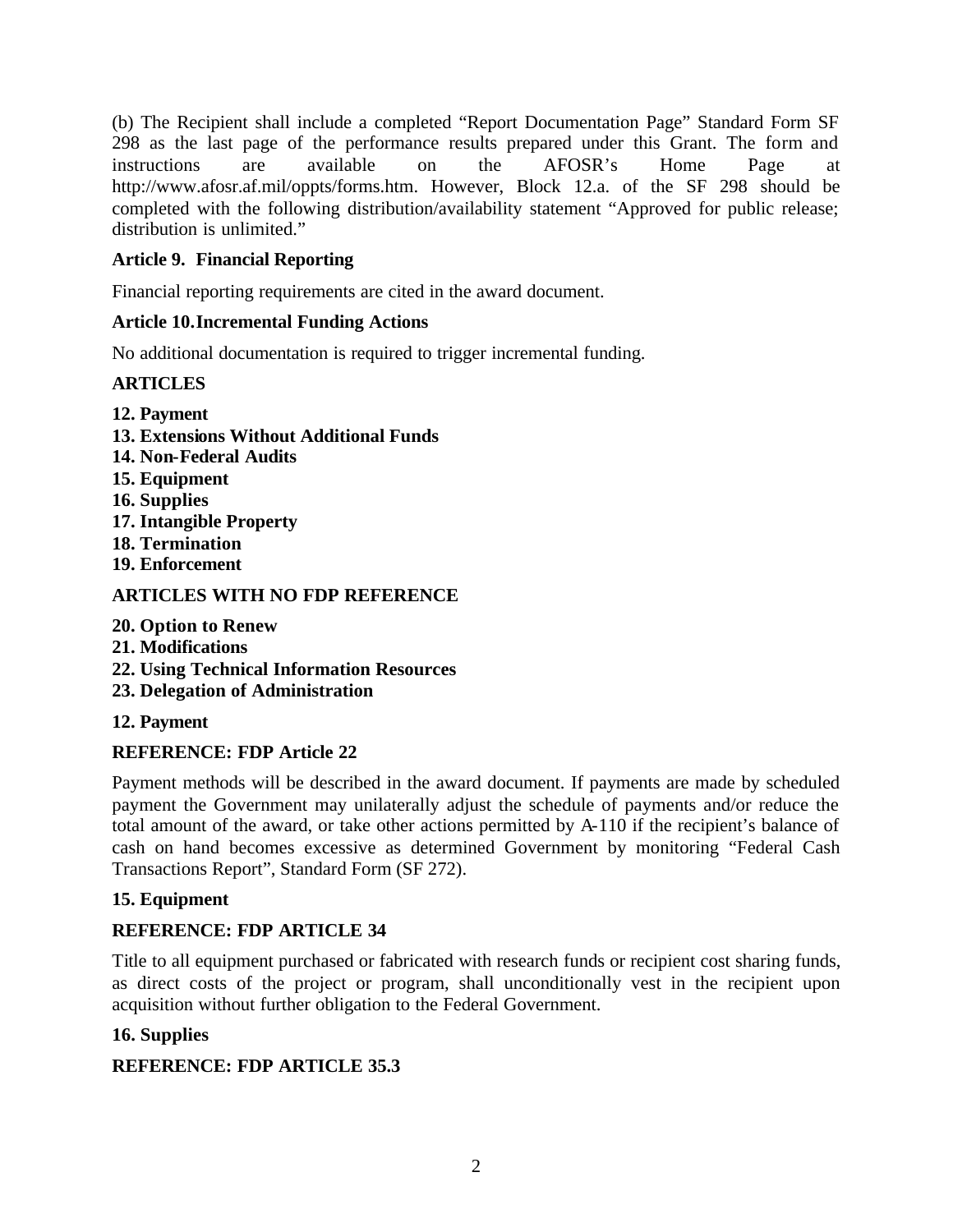(b) The Recipient shall include a completed "Report Documentation Page" Standard Form SF 298 as the last page of the performance results prepared under this Grant. The form and instructions are available on the AFOSR's Home Page at http://www.afosr.af.mil/oppts/forms.htm. However, Block 12.a. of the SF 298 should be completed with the following distribution/availability statement "Approved for public release; distribution is unlimited."

**Article 9. Financial Reporting**

Financial reporting requirements are cited in the award document.

**Article 10. Incremental Funding Actions**

No additional documentation is required to trigger incremental funding.

**ARTICLES**

**12. Payment**
**13. Extensions Without Additional Funds**
**14. Non-Federal Audits**
**15. Equipment**
**16. Supplies**
**17. Intangible Property**
**18. Termination**
**19. Enforcement**

**ARTICLES WITH NO FDP REFERENCE**

**20. Option to Renew**
**21. Modifications**
**22. Using Technical Information Resources**
**23. Delegation of Administration**

**12. Payment**

**REFERENCE: FDP Article 22**

Payment methods will be described in the award document. If payments are made by scheduled payment the Government may unilaterally adjust the schedule of payments and/or reduce the total amount of the award, or take other actions permitted by A-110 if the recipient's balance of cash on hand becomes excessive as determined Government by monitoring "Federal Cash Transactions Report", Standard Form (SF 272).

**15. Equipment**

**REFERENCE: FDP ARTICLE 34**

Title to all equipment purchased or fabricated with research funds or recipient cost sharing funds, as direct costs of the project or program, shall unconditionally vest in the recipient upon acquisition without further obligation to the Federal Government.

**16. Supplies**

**REFERENCE: FDP ARTICLE 35.3**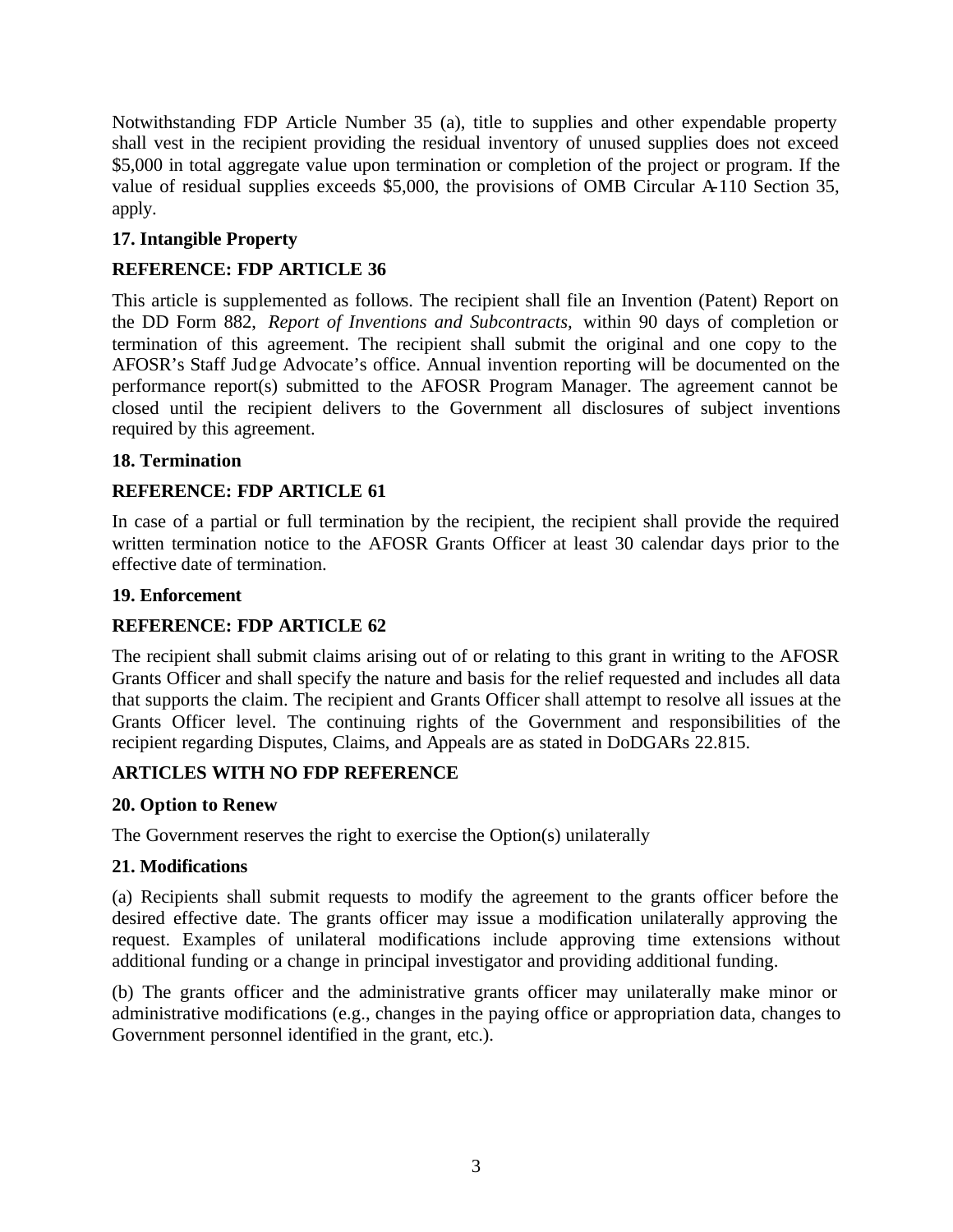Notwithstanding FDP Article Number 35 (a), title to supplies and other expendable property shall vest in the recipient providing the residual inventory of unused supplies does not exceed \$5,000 in total aggregate value upon termination or completion of the project or program. If the value of residual supplies exceeds \$5,000, the provisions of OMB Circular A-110 Section 35, apply.

**17. Intangible Property**

**REFERENCE: FDP ARTICLE 36**

This article is supplemented as follows. The recipient shall file an Invention (Patent) Report on the DD Form 882, *Report of Inventions and Subcontracts,* within 90 days of completion or termination of this agreement. The recipient shall submit the original and one copy to the AFOSR's Staff Judge Advocate's office. Annual invention reporting will be documented on the performance report(s) submitted to the AFOSR Program Manager. The agreement cannot be closed until the recipient delivers to the Government all disclosures of subject inventions required by this agreement.

**18. Termination**

**REFERENCE: FDP ARTICLE 61**

In case of a partial or full termination by the recipient, the recipient shall provide the required written termination notice to the AFOSR Grants Officer at least 30 calendar days prior to the effective date of termination.

**19. Enforcement**

**REFERENCE: FDP ARTICLE 62**

The recipient shall submit claims arising out of or relating to this grant in writing to the AFOSR Grants Officer and shall specify the nature and basis for the relief requested and includes all data that supports the claim. The recipient and Grants Officer shall attempt to resolve all issues at the Grants Officer level. The continuing rights of the Government and responsibilities of the recipient regarding Disputes, Claims, and Appeals are as stated in DoDGARs 22.815.

**ARTICLES WITH NO FDP REFERENCE**

**20. Option to Renew**

The Government reserves the right to exercise the Option(s) unilaterally

**21. Modifications**

(a) Recipients shall submit requests to modify the agreement to the grants officer before the desired effective date. The grants officer may issue a modification unilaterally approving the request. Examples of unilateral modifications include approving time extensions without additional funding or a change in principal investigator and providing additional funding.

(b) The grants officer and the administrative grants officer may unilaterally make minor or administrative modifications (e.g., changes in the paying office or appropriation data, changes to Government personnel identified in the grant, etc.).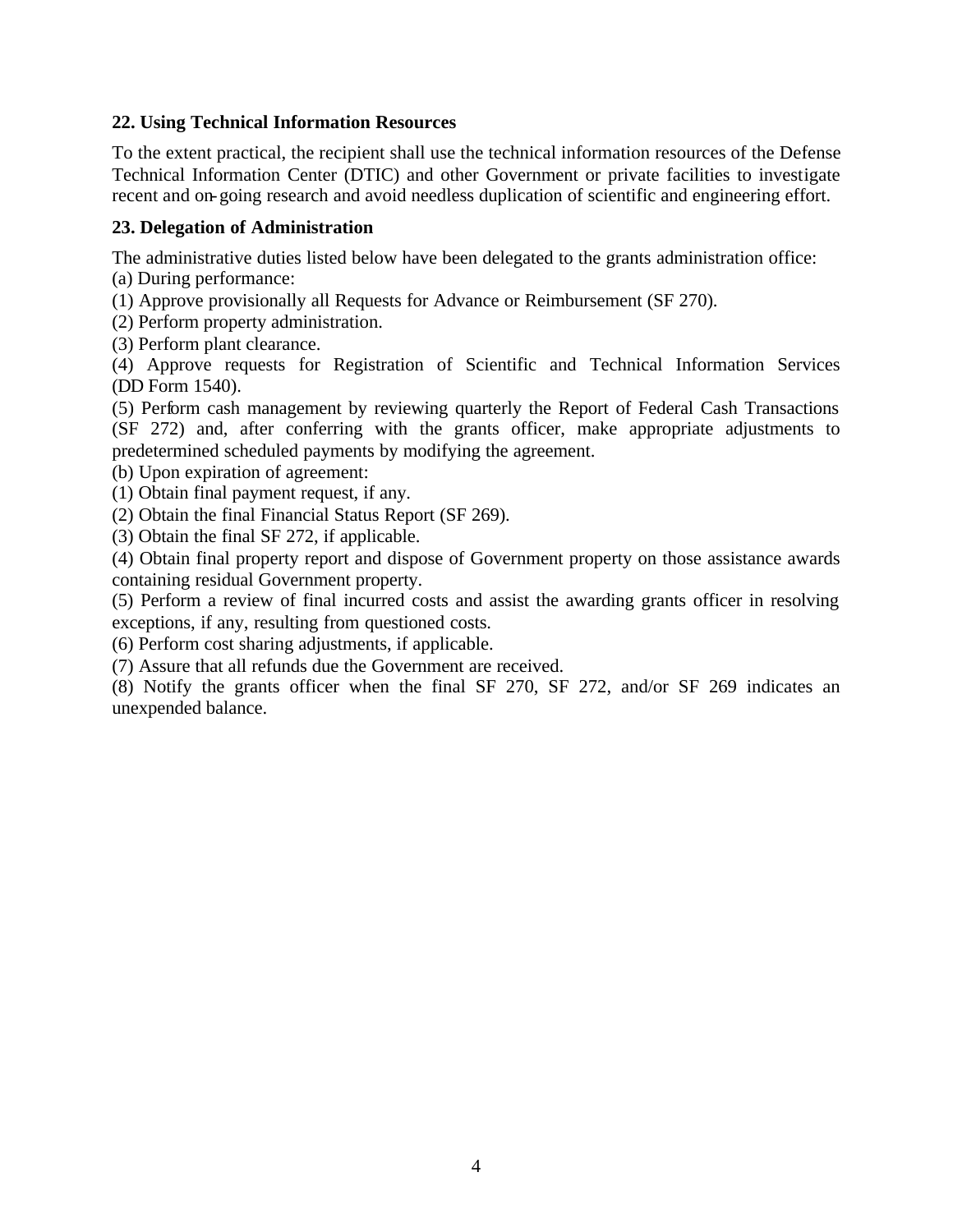### 22. Using Technical Information Resources

To the extent practical, the recipient shall use the technical information resources of the Defense Technical Information Center (DTIC) and other Government or private facilities to investigate recent and on-going research and avoid needless duplication of scientific and engineering effort.

### 23. Delegation of Administration

The administrative duties listed below have been delegated to the grants administration office:

(a) During performance:

(1) Approve provisionally all Requests for Advance or Reimbursement (SF 270).

(2) Perform property administration.

(3) Perform plant clearance.

(4) Approve requests for Registration of Scientific and Technical Information Services (DD Form 1540).

(5) Perform cash management by reviewing quarterly the Report of Federal Cash Transactions (SF 272) and, after conferring with the grants officer, make appropriate adjustments to predetermined scheduled payments by modifying the agreement.

(b) Upon expiration of agreement:

(1) Obtain final payment request, if any.

(2) Obtain the final Financial Status Report (SF 269).

(3) Obtain the final SF 272, if applicable.

(4) Obtain final property report and dispose of Government property on those assistance awards containing residual Government property.

(5) Perform a review of final incurred costs and assist the awarding grants officer in resolving exceptions, if any, resulting from questioned costs.

(6) Perform cost sharing adjustments, if applicable.

(7) Assure that all refunds due the Government are received.

(8) Notify the grants officer when the final SF 270, SF 272, and/or SF 269 indicates an unexpended balance.